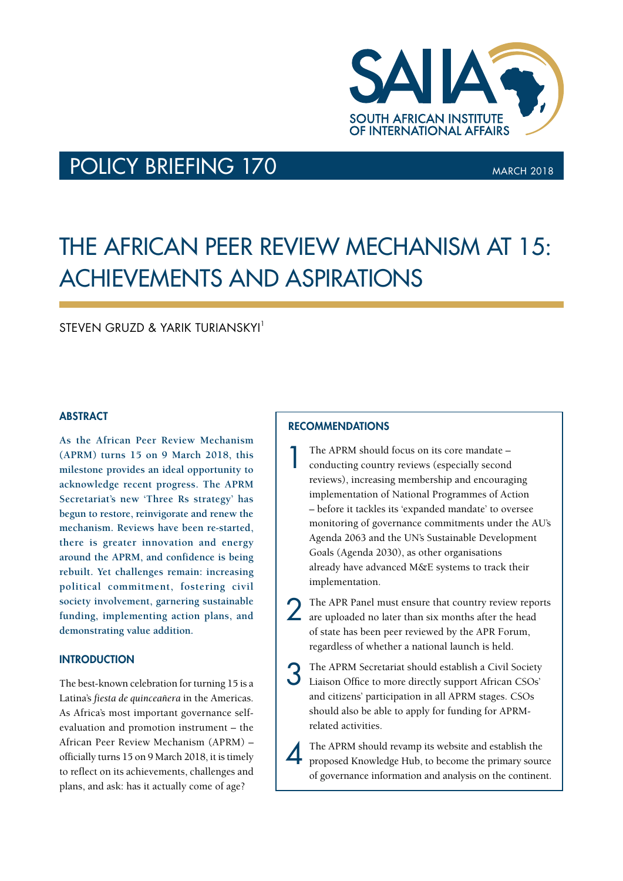SAIIA

SOUTH AFRICAN INSTITUTE OF INTERNATIONAL AFFAIRS

POLICY BRIEFING 170 — MARCH 2018

# THE AFRICAN PEER REVIEW MECHANISM AT 15: ACHIEVEMENTS AND ASPIRATIONS

STEVEN GRUZD & YARIK TURIANSKYI[1]

## ABSTRACT

**As the African Peer Review Mechanism (APRM) turns 15 on 9 March 2018, this milestone provides an ideal opportunity to acknowledge recent progress. The APRM Secretariat's new 'Three Rs strategy' has begun to restore, reinvigorate and renew the mechanism. Reviews have been re-started, there is greater innovation and energy around the APRM, and confidence is being rebuilt. Yet challenges remain: increasing political commitment, fostering civil society involvement, garnering sustainable funding, implementing action plans, and demonstrating value addition.**

## INTRODUCTION

The best-known celebration for turning 15 is a Latina's *fiesta de quinceañera* in the Americas. As Africa's most important governance self-evaluation and promotion instrument – the African Peer Review Mechanism (APRM) – officially turns 15 on 9 March 2018, it is timely to reflect on its achievements, challenges and plans, and ask: has it actually come of age?

## RECOMMENDATIONS

1. The APRM should focus on its core mandate – conducting country reviews (especially second reviews), increasing membership and encouraging implementation of National Programmes of Action – before it tackles its 'expanded mandate' to oversee monitoring of governance commitments under the AU's Agenda 2063 and the UN's Sustainable Development Goals (Agenda 2030), as other organisations already have advanced M&E systems to track their implementation.
2. The APR Panel must ensure that country review reports are uploaded no later than six months after the head of state has been peer reviewed by the APR Forum, regardless of whether a national launch is held.
3. The APRM Secretariat should establish a Civil Society Liaison Office to more directly support African CSOs' and citizens' participation in all APRM stages. CSOs should also be able to apply for funding for APRM-related activities.
4. The APRM should revamp its website and establish the proposed Knowledge Hub, to become the primary source of governance information and analysis on the continent.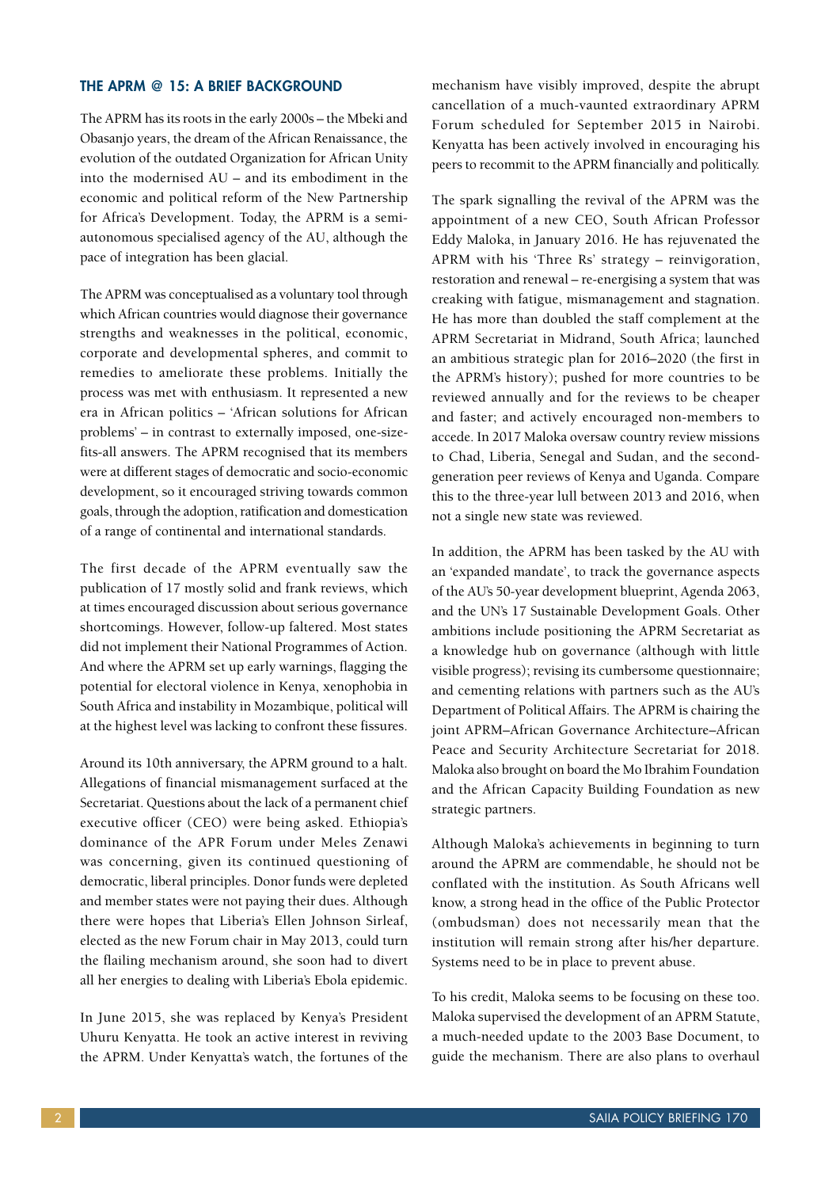## THE APRM @ 15: A BRIEF BACKGROUND

The APRM has its roots in the early 2000s – the Mbeki and Obasanjo years, the dream of the African Renaissance, the evolution of the outdated Organization for African Unity into the modernised AU – and its embodiment in the economic and political reform of the New Partnership for Africa's Development. Today, the APRM is a semi-autonomous specialised agency of the AU, although the pace of integration has been glacial.

The APRM was conceptualised as a voluntary tool through which African countries would diagnose their governance strengths and weaknesses in the political, economic, corporate and developmental spheres, and commit to remedies to ameliorate these problems. Initially the process was met with enthusiasm. It represented a new era in African politics – 'African solutions for African problems' – in contrast to externally imposed, one-size-fits-all answers. The APRM recognised that its members were at different stages of democratic and socio-economic development, so it encouraged striving towards common goals, through the adoption, ratification and domestication of a range of continental and international standards.

The first decade of the APRM eventually saw the publication of 17 mostly solid and frank reviews, which at times encouraged discussion about serious governance shortcomings. However, follow-up faltered. Most states did not implement their National Programmes of Action. And where the APRM set up early warnings, flagging the potential for electoral violence in Kenya, xenophobia in South Africa and instability in Mozambique, political will at the highest level was lacking to confront these fissures.

Around its 10th anniversary, the APRM ground to a halt. Allegations of financial mismanagement surfaced at the Secretariat. Questions about the lack of a permanent chief executive officer (CEO) were being asked. Ethiopia's dominance of the APR Forum under Meles Zenawi was concerning, given its continued questioning of democratic, liberal principles. Donor funds were depleted and member states were not paying their dues. Although there were hopes that Liberia's Ellen Johnson Sirleaf, elected as the new Forum chair in May 2013, could turn the flailing mechanism around, she soon had to divert all her energies to dealing with Liberia's Ebola epidemic.

In June 2015, she was replaced by Kenya's President Uhuru Kenyatta. He took an active interest in reviving the APRM. Under Kenyatta's watch, the fortunes of the mechanism have visibly improved, despite the abrupt cancellation of a much-vaunted extraordinary APRM Forum scheduled for September 2015 in Nairobi. Kenyatta has been actively involved in encouraging his peers to recommit to the APRM financially and politically.

The spark signalling the revival of the APRM was the appointment of a new CEO, South African Professor Eddy Maloka, in January 2016. He has rejuvenated the APRM with his 'Three Rs' strategy – reinvigoration, restoration and renewal – re-energising a system that was creaking with fatigue, mismanagement and stagnation. He has more than doubled the staff complement at the APRM Secretariat in Midrand, South Africa; launched an ambitious strategic plan for 2016–2020 (the first in the APRM's history); pushed for more countries to be reviewed annually and for the reviews to be cheaper and faster; and actively encouraged non-members to accede. In 2017 Maloka oversaw country review missions to Chad, Liberia, Senegal and Sudan, and the second-generation peer reviews of Kenya and Uganda. Compare this to the three-year lull between 2013 and 2016, when not a single new state was reviewed.

In addition, the APRM has been tasked by the AU with an 'expanded mandate', to track the governance aspects of the AU's 50-year development blueprint, Agenda 2063, and the UN's 17 Sustainable Development Goals. Other ambitions include positioning the APRM Secretariat as a knowledge hub on governance (although with little visible progress); revising its cumbersome questionnaire; and cementing relations with partners such as the AU's Department of Political Affairs. The APRM is chairing the joint APRM–African Governance Architecture–African Peace and Security Architecture Secretariat for 2018. Maloka also brought on board the Mo Ibrahim Foundation and the African Capacity Building Foundation as new strategic partners.

Although Maloka's achievements in beginning to turn around the APRM are commendable, he should not be conflated with the institution. As South Africans well know, a strong head in the office of the Public Protector (ombudsman) does not necessarily mean that the institution will remain strong after his/her departure. Systems need to be in place to prevent abuse.

To his credit, Maloka seems to be focusing on these too. Maloka supervised the development of an APRM Statute, a much-needed update to the 2003 Base Document, to guide the mechanism. There are also plans to overhaul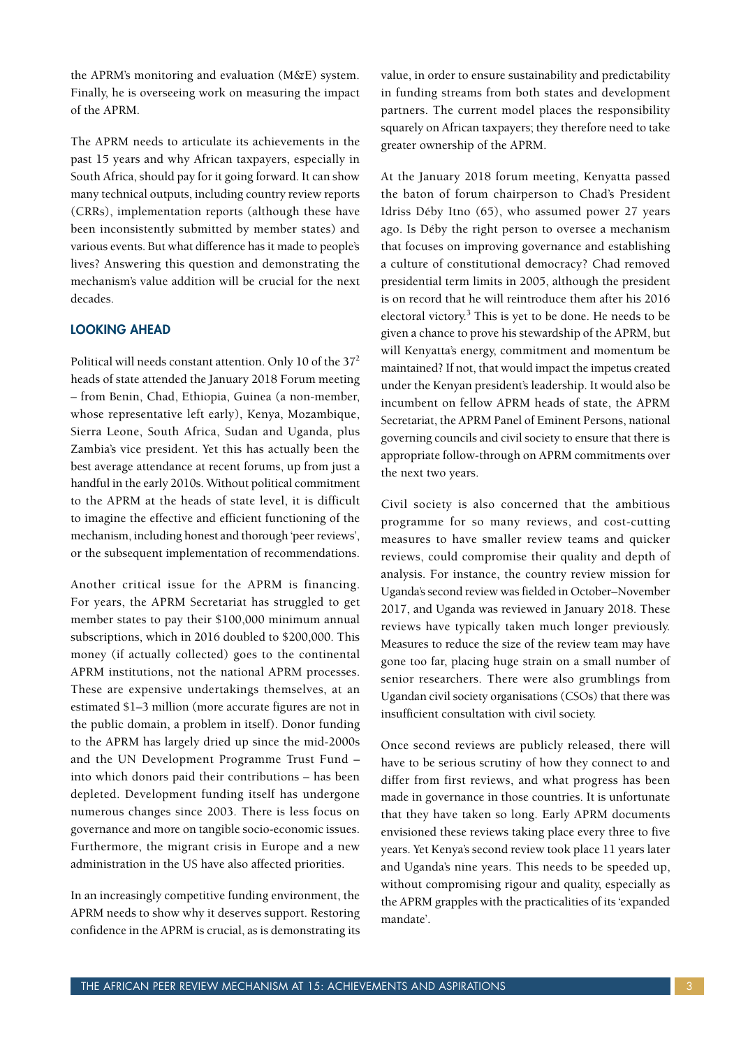the APRM's monitoring and evaluation (M&E) system. Finally, he is overseeing work on measuring the impact of the APRM.

The APRM needs to articulate its achievements in the past 15 years and why African taxpayers, especially in South Africa, should pay for it going forward. It can show many technical outputs, including country review reports (CRRs), implementation reports (although these have been inconsistently submitted by member states) and various events. But what difference has it made to people's lives? Answering this question and demonstrating the mechanism's value addition will be crucial for the next decades.

## LOOKING AHEAD

Political will needs constant attention. Only 10 of the 37[2] heads of state attended the January 2018 Forum meeting – from Benin, Chad, Ethiopia, Guinea (a non-member, whose representative left early), Kenya, Mozambique, Sierra Leone, South Africa, Sudan and Uganda, plus Zambia's vice president. Yet this has actually been the best average attendance at recent forums, up from just a handful in the early 2010s. Without political commitment to the APRM at the heads of state level, it is difficult to imagine the effective and efficient functioning of the mechanism, including honest and thorough 'peer reviews', or the subsequent implementation of recommendations.

Another critical issue for the APRM is financing. For years, the APRM Secretariat has struggled to get member states to pay their $100,000 minimum annual subscriptions, which in 2016 doubled to $200,000. This money (if actually collected) goes to the continental APRM institutions, not the national APRM processes. These are expensive undertakings themselves, at an estimated $1–3 million (more accurate figures are not in the public domain, a problem in itself). Donor funding to the APRM has largely dried up since the mid-2000s and the UN Development Programme Trust Fund – into which donors paid their contributions – has been depleted. Development funding itself has undergone numerous changes since 2003. There is less focus on governance and more on tangible socio-economic issues. Furthermore, the migrant crisis in Europe and a new administration in the US have also affected priorities.

In an increasingly competitive funding environment, the APRM needs to show why it deserves support. Restoring confidence in the APRM is crucial, as is demonstrating its value, in order to ensure sustainability and predictability in funding streams from both states and development partners. The current model places the responsibility squarely on African taxpayers; they therefore need to take greater ownership of the APRM.

At the January 2018 forum meeting, Kenyatta passed the baton of forum chairperson to Chad's President Idriss Déby Itno (65), who assumed power 27 years ago. Is Déby the right person to oversee a mechanism that focuses on improving governance and establishing a culture of constitutional democracy? Chad removed presidential term limits in 2005, although the president is on record that he will reintroduce them after his 2016 electoral victory.[3] This is yet to be done. He needs to be given a chance to prove his stewardship of the APRM, but will Kenyatta's energy, commitment and momentum be maintained? If not, that would impact the impetus created under the Kenyan president's leadership. It would also be incumbent on fellow APRM heads of state, the APRM Secretariat, the APRM Panel of Eminent Persons, national governing councils and civil society to ensure that there is appropriate follow-through on APRM commitments over the next two years.

Civil society is also concerned that the ambitious programme for so many reviews, and cost-cutting measures to have smaller review teams and quicker reviews, could compromise their quality and depth of analysis. For instance, the country review mission for Uganda's second review was fielded in October–November 2017, and Uganda was reviewed in January 2018. These reviews have typically taken much longer previously. Measures to reduce the size of the review team may have gone too far, placing huge strain on a small number of senior researchers. There were also grumblings from Ugandan civil society organisations (CSOs) that there was insufficient consultation with civil society.

Once second reviews are publicly released, there will have to be serious scrutiny of how they connect to and differ from first reviews, and what progress has been made in governance in those countries. It is unfortunate that they have taken so long. Early APRM documents envisioned these reviews taking place every three to five years. Yet Kenya's second review took place 11 years later and Uganda's nine years. This needs to be speeded up, without compromising rigour and quality, especially as the APRM grapples with the practicalities of its 'expanded mandate'.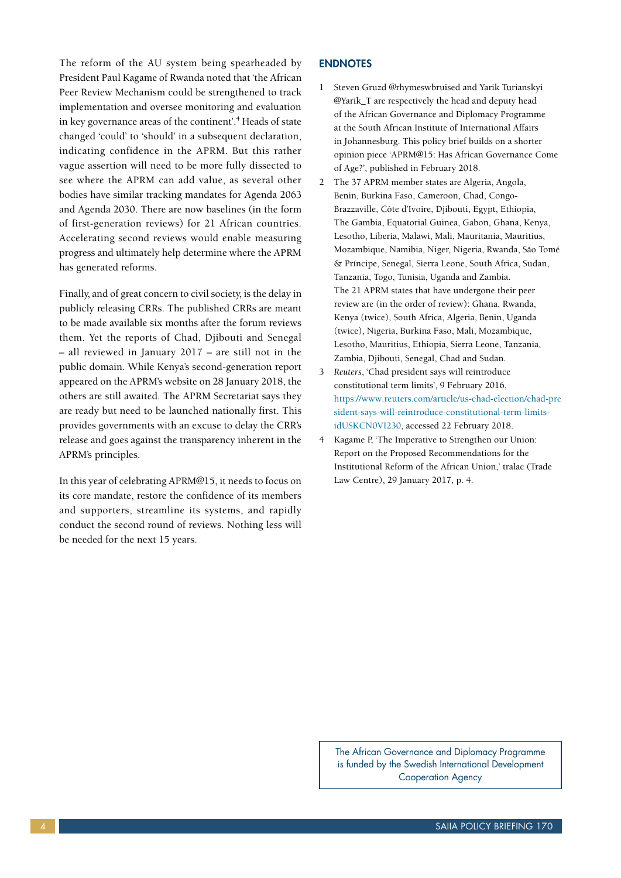The reform of the AU system being spearheaded by President Paul Kagame of Rwanda noted that 'the African Peer Review Mechanism could be strengthened to track implementation and oversee monitoring and evaluation in key governance areas of the continent'.[4] Heads of state changed 'could' to 'should' in a subsequent declaration, indicating confidence in the APRM. But this rather vague assertion will need to be more fully dissected to see where the APRM can add value, as several other bodies have similar tracking mandates for Agenda 2063 and Agenda 2030. There are now baselines (in the form of first-generation reviews) for 21 African countries. Accelerating second reviews would enable measuring progress and ultimately help determine where the APRM has generated reforms.

Finally, and of great concern to civil society, is the delay in publicly releasing CRRs. The published CRRs are meant to be made available six months after the forum reviews them. Yet the reports of Chad, Djibouti and Senegal – all reviewed in January 2017 – are still not in the public domain. While Kenya's second-generation report appeared on the APRM's website on 28 January 2018, the others are still awaited. The APRM Secretariat says they are ready but need to be launched nationally first. This provides governments with an excuse to delay the CRR's release and goes against the transparency inherent in the APRM's principles.

In this year of celebrating APRM@15, it needs to focus on its core mandate, restore the confidence of its members and supporters, streamline its systems, and rapidly conduct the second round of reviews. Nothing less will be needed for the next 15 years.

## ENDNOTES

1. Steven Gruzd @rhymeswbruised and Yarik Turianskyi @Yarik_T are respectively the head and deputy head of the African Governance and Diplomacy Programme at the South African Institute of International Affairs in Johannesburg. This policy brief builds on a shorter opinion piece 'APRM@15: Has African Governance Come of Age?', published in February 2018.
2. The 37 APRM member states are Algeria, Angola, Benin, Burkina Faso, Cameroon, Chad, Congo-Brazzaville, Côte d'Ivoire, Djibouti, Egypt, Ethiopia, The Gambia, Equatorial Guinea, Gabon, Ghana, Kenya, Lesotho, Liberia, Malawi, Mali, Mauritania, Mauritius, Mozambique, Namibia, Niger, Nigeria, Rwanda, São Tomé & Príncipe, Senegal, Sierra Leone, South Africa, Sudan, Tanzania, Togo, Tunisia, Uganda and Zambia.
   The 21 APRM states that have undergone their peer review are (in the order of review): Ghana, Rwanda, Kenya (twice), South Africa, Algeria, Benin, Uganda (twice), Nigeria, Burkina Faso, Mali, Mozambique, Lesotho, Mauritius, Ethiopia, Sierra Leone, Tanzania, Zambia, Djibouti, Senegal, Chad and Sudan.
3. *Reuters*, 'Chad president says will reintroduce constitutional term limits', 9 February 2016, https://www.reuters.com/article/us-chad-election/chad-president-says-will-reintroduce-constitutional-term-limits-idUSKCN0VI230, accessed 22 February 2018.
4. Kagame P, 'The Imperative to Strengthen our Union: Report on the Proposed Recommendations for the Institutional Reform of the African Union,' tralac (Trade Law Centre), 29 January 2017, p. 4.

The African Governance and Diplomacy Programme is funded by the Swedish International Development Cooperation Agency